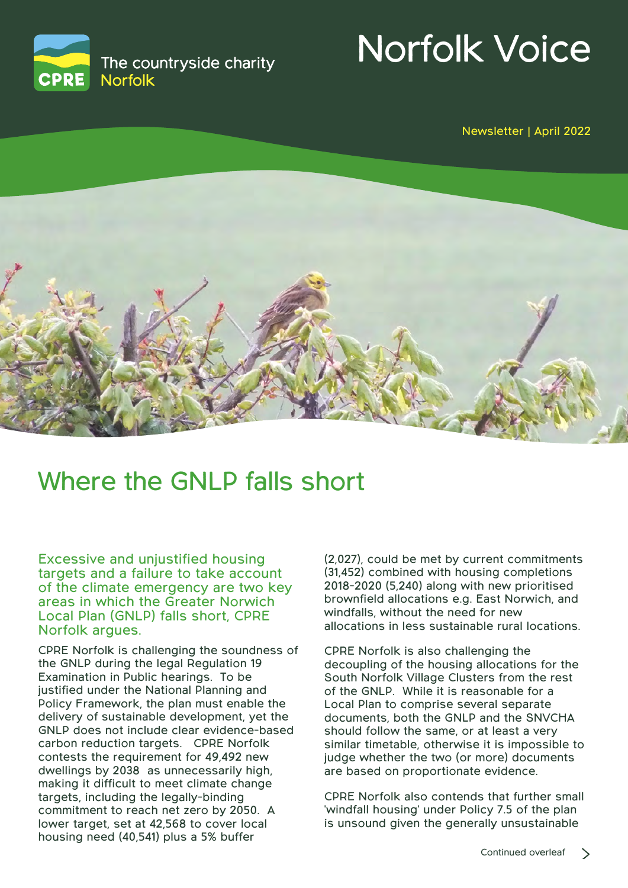The countryside charity
Norfolk

# Norfolk Voice

Newsletter | April 2022

## Where the GNLP falls short

Excessive and unjustified housing targets and a failure to take account of the climate emergency are two key areas in which the Greater Norwich Local Plan (GNLP) falls short, CPRE Norfolk argues.

CPRE Norfolk is challenging the soundness of the GNLP during the legal Regulation 19 Examination in Public hearings. To be justified under the National Planning and Policy Framework, the plan must enable the delivery of sustainable development, yet the GNLP does not include clear evidence-based carbon reduction targets. CPRE Norfolk contests the requirement for 49,492 new dwellings by 2038 as unnecessarily high, making it difficult to meet climate change targets, including the legally-binding commitment to reach net zero by 2050. A lower target, set at 42,568 to cover local housing need (40,541) plus a 5% buffer (2,027), could be met by current commitments (31,452) combined with housing completions 2018-2020 (5,240) along with new prioritised brownfield allocations e.g. East Norwich, and windfalls, without the need for new allocations in less sustainable rural locations.

CPRE Norfolk is also challenging the decoupling of the housing allocations for the South Norfolk Village Clusters from the rest of the GNLP. While it is reasonable for a Local Plan to comprise several separate documents, both the GNLP and the SNVCHA should follow the same, or at least a very similar timetable, otherwise it is impossible to judge whether the two (or more) documents are based on proportionate evidence.

CPRE Norfolk also contends that further small 'windfall housing' under Policy 7.5 of the plan is unsound given the generally unsustainable

Continued overleaf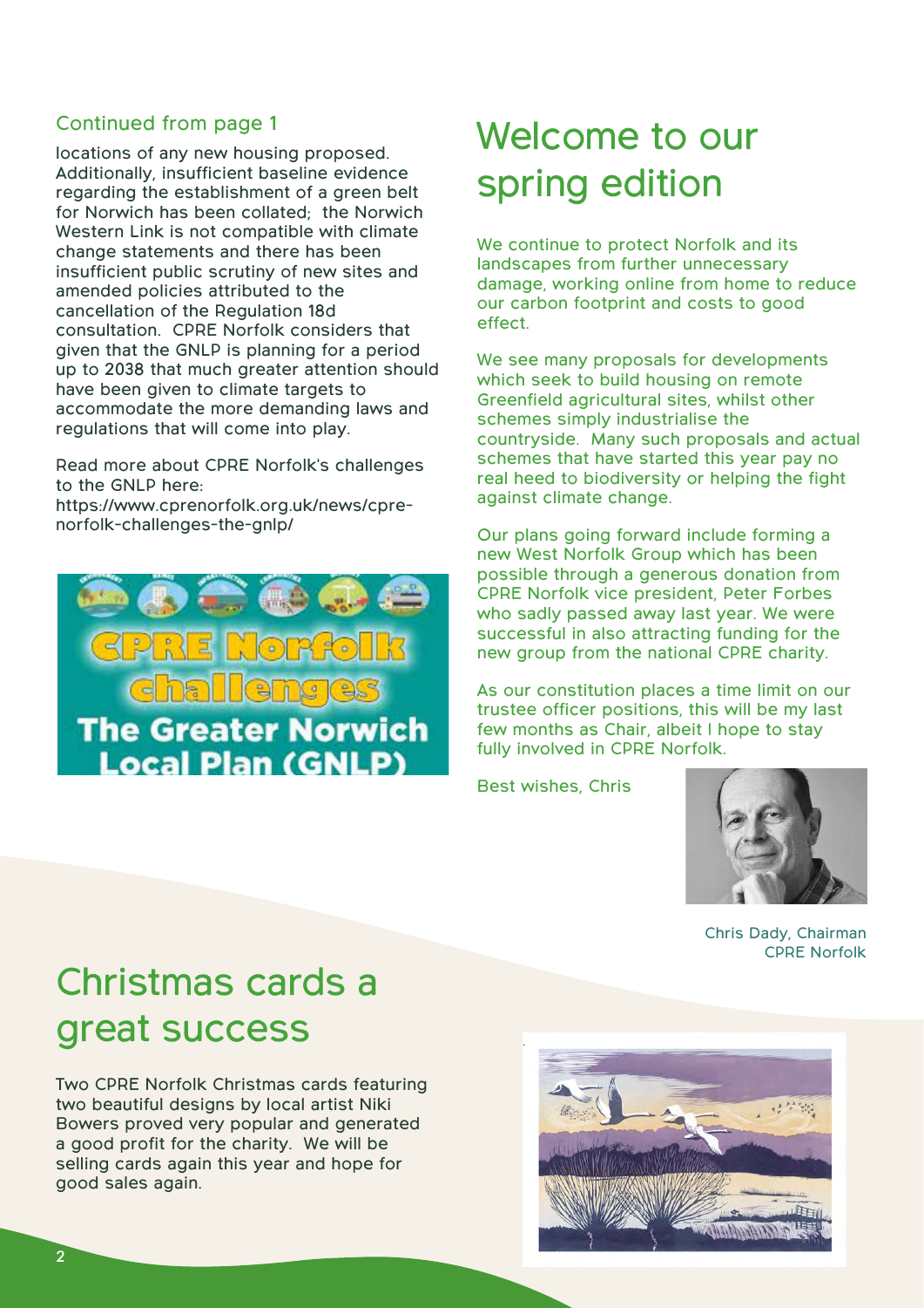Continued from page 1

locations of any new housing proposed. Additionally, insufficient baseline evidence regarding the establishment of a green belt for Norwich has been collated; the Norwich Western Link is not compatible with climate change statements and there has been insufficient public scrutiny of new sites and amended policies attributed to the cancellation of the Regulation 18d consultation. CPRE Norfolk considers that given that the GNLP is planning for a period up to 2038 that much greater attention should have been given to climate targets to accommodate the more demanding laws and regulations that will come into play.

Read more about CPRE Norfolk's challenges to the GNLP here: https://www.cprenorfolk.org.uk/news/cpre-norfolk-challenges-the-gnlp/

CPRE Norfolk challenges The Greater Norwich Local Plan (GNLP)

# Welcome to our spring edition

We continue to protect Norfolk and its landscapes from further unnecessary damage, working online from home to reduce our carbon footprint and costs to good effect.

We see many proposals for developments which seek to build housing on remote Greenfield agricultural sites, whilst other schemes simply industrialise the countryside. Many such proposals and actual schemes that have started this year pay no real heed to biodiversity or helping the fight against climate change.

Our plans going forward include forming a new West Norfolk Group which has been possible through a generous donation from CPRE Norfolk vice president, Peter Forbes who sadly passed away last year. We were successful in also attracting funding for the new group from the national CPRE charity.

As our constitution places a time limit on our trustee officer positions, this will be my last few months as Chair, albeit I hope to stay fully involved in CPRE Norfolk.

Best wishes, Chris

Chris Dady, Chairman CPRE Norfolk

# Christmas cards a great success

Two CPRE Norfolk Christmas cards featuring two beautiful designs by local artist Niki Bowers proved very popular and generated a good profit for the charity. We will be selling cards again this year and hope for good sales again.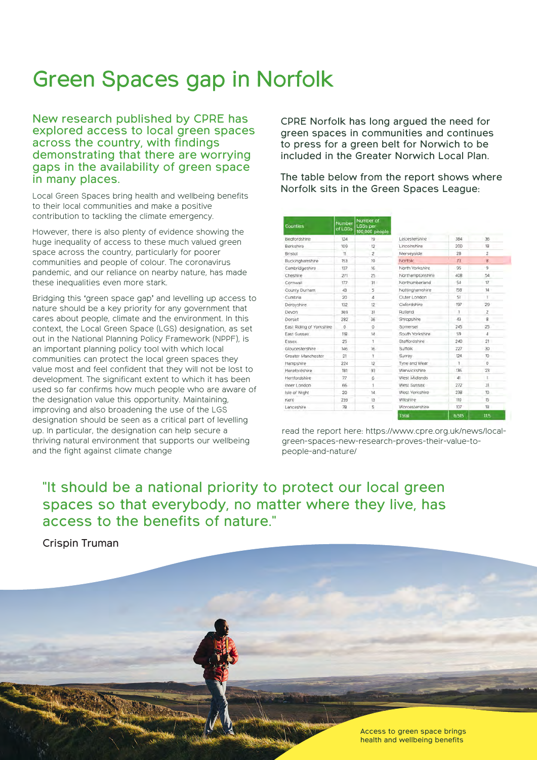# Green Spaces gap in Norfolk

New research published by CPRE has explored access to local green spaces across the country, with findings demonstrating that there are worrying gaps in the availability of green space in many places.

Local Green Spaces bring health and wellbeing benefits to their local communities and make a positive contribution to tackling the climate emergency.

However, there is also plenty of evidence showing the huge inequality of access to these much valued green space across the country, particularly for poorer communities and people of colour. The coronavirus pandemic, and our reliance on nearby nature, has made these inequalities even more stark.

Bridging this 'green space gap' and levelling up access to nature should be a key priority for any government that cares about people, climate and the environment. In this context, the Local Green Space (LGS) designation, as set out in the National Planning Policy Framework (NPPF), is an important planning policy tool with which local communities can protect the local green spaces they value most and feel confident that they will not be lost to development. The significant extent to which it has been used so far confirms how much people who are aware of the designation value this opportunity. Maintaining, improving and also broadening the use of the LGS designation should be seen as a critical part of levelling up. In particular, the designation can help secure a thriving natural environment that supports our wellbeing and the fight against climate change

CPRE Norfolk has long argued the need for green spaces in communities and continues to press for a green belt for Norwich to be included in the Greater Norwich Local Plan.

The table below from the report shows where Norfolk sits in the Green Spaces League:

| Counties | Number of LGSs | Number of LGSs per 100,000 people |
|---|---|---|
| Bedfordshire | 124 | 19 |
| Berkshire | 109 | 12 |
| Bristol | 11 | 2 |
| Buckinghamshire | 153 | 19 |
| Cambridgeshire | 137 | 16 |
| Cheshire | 271 | 25 |
| Cornwall | 177 | 31 |
| County Durham | 43 | 5 |
| Cumbria | 20 | 4 |
| Derbyshire | 132 | 12 |
| Devon | 369 | 31 |
| Dorset | 282 | 36 |
| East Riding of Yorkshire | 0 | 0 |
| East Sussex | 118 | 14 |
| Essex | 25 | 1 |
| Gloucestershire | 146 | 16 |
| Greater Manchester | 21 | 1 |
| Hampshire | 224 | 12 |
| Herefordshire | 181 | 93 |
| Hertfordshire | 77 | 6 |
| Inner London | 66 | 1 |
| Isle of Wight | 20 | 14 |
| Kent | 239 | 13 |
| Lancashire | 78 | 5 |
| Leicestershire | 384 | 36 |
| Lincolnshire | 200 | 18 |
| Merseyside | 28 | 2 |
| Norfolk | 73 | 8 |
| North Yorkshire | 95 | 9 |
| Northamptonshire | 408 | 54 |
| Northumberland | 54 | 17 |
| Nottinghamshire | 158 | 14 |
| Outer London | 51 | 1 |
| Oxfordshire | 197 | 29 |
| Rutland | 1 | 2 |
| Shropshire | 43 | 8 |
| Somerset | 245 | 25 |
| South Yorkshire | 59 | 4 |
| Staffordshire | 240 | 21 |
| Suffolk | 227 | 30 |
| Surrey | 124 | 10 |
| Tyne and Wear | 1 | 0 |
| Warwickshire | 136 | 23 |
| West Midlands | 41 | 1 |
| West Sussex | 272 | 31 |
| West Yorkshire | 238 | 10 |
| Wiltshire | 110 | 15 |
| Worcestershire | 107 | 18 |
| Total | 6,515 | 11.5 |

read the report here: https://www.cpre.org.uk/news/local-green-spaces-new-research-proves-their-value-to-people-and-nature/

"It should be a national priority to protect our local green spaces so that everybody, no matter where they live, has access to the benefits of nature."

Crispin Truman

Access to green space brings health and wellbeing benefits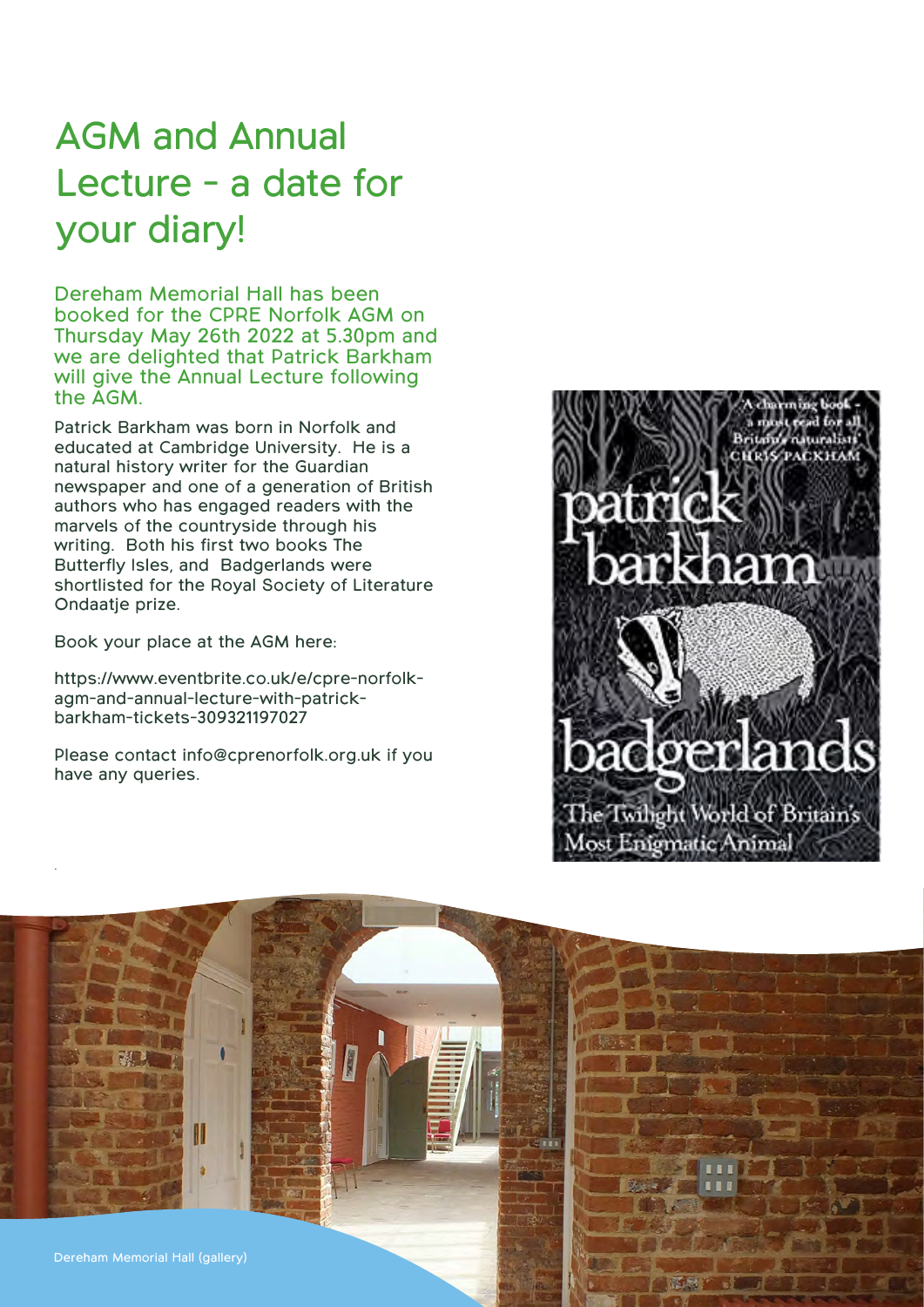# AGM and Annual Lecture - a date for your diary!

Dereham Memorial Hall has been booked for the CPRE Norfolk AGM on Thursday May 26th 2022 at 5.30pm and we are delighted that Patrick Barkham will give the Annual Lecture following the AGM.

Patrick Barkham was born in Norfolk and educated at Cambridge University. He is a natural history writer for the Guardian newspaper and one of a generation of British authors who has engaged readers with the marvels of the countryside through his writing. Both his first two books The Butterfly Isles, and Badgerlands were shortlisted for the Royal Society of Literature Ondaatje prize.

Book your place at the AGM here:

https://www.eventbrite.co.uk/e/cpre-norfolk-agm-and-annual-lecture-with-patrick-barkham-tickets-309321197027

Please contact info@cprenorfolk.org.uk if you have any queries.

Dereham Memorial Hall (gallery)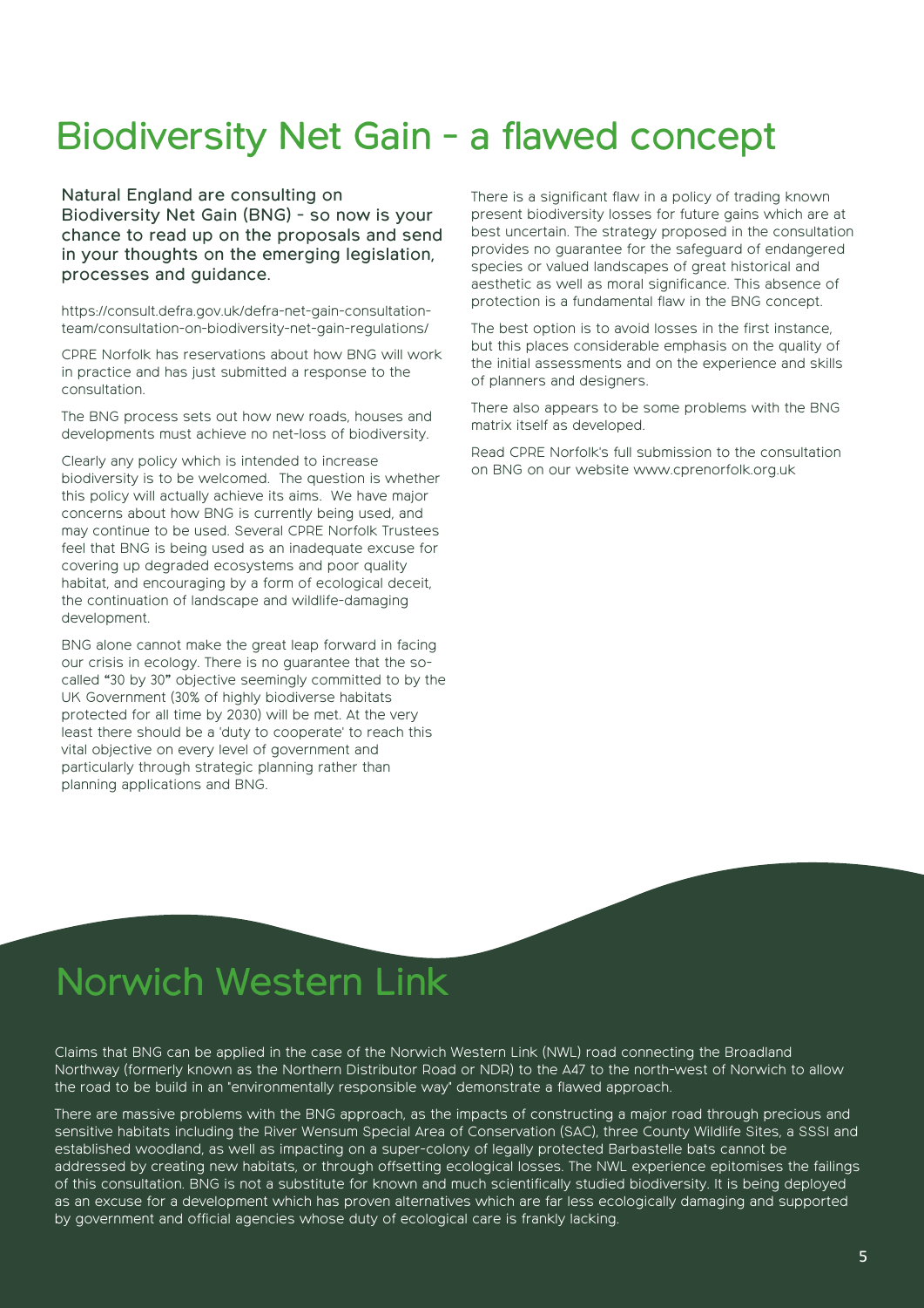# Biodiversity Net Gain - a flawed concept

Natural England are consulting on Biodiversity Net Gain (BNG) - so now is your chance to read up on the proposals and send in your thoughts on the emerging legislation, processes and guidance.

https://consult.defra.gov.uk/defra-net-gain-consultation-team/consultation-on-biodiversity-net-gain-regulations/

CPRE Norfolk has reservations about how BNG will work in practice and has just submitted a response to the consultation.

The BNG process sets out how new roads, houses and developments must achieve no net-loss of biodiversity.

Clearly any policy which is intended to increase biodiversity is to be welcomed. The question is whether this policy will actually achieve its aims. We have major concerns about how BNG is currently being used, and may continue to be used. Several CPRE Norfolk Trustees feel that BNG is being used as an inadequate excuse for covering up degraded ecosystems and poor quality habitat, and encouraging by a form of ecological deceit, the continuation of landscape and wildlife-damaging development.

BNG alone cannot make the great leap forward in facing our crisis in ecology. There is no guarantee that the so-called "30 by 30" objective seemingly committed to by the UK Government (30% of highly biodiverse habitats protected for all time by 2030) will be met. At the very least there should be a 'duty to cooperate' to reach this vital objective on every level of government and particularly through strategic planning rather than planning applications and BNG.

There is a significant flaw in a policy of trading known present biodiversity losses for future gains which are at best uncertain. The strategy proposed in the consultation provides no guarantee for the safeguard of endangered species or valued landscapes of great historical and aesthetic as well as moral significance. This absence of protection is a fundamental flaw in the BNG concept.

The best option is to avoid losses in the first instance, but this places considerable emphasis on the quality of the initial assessments and on the experience and skills of planners and designers.

There also appears to be some problems with the BNG matrix itself as developed.

Read CPRE Norfolk's full submission to the consultation on BNG on our website www.cprenorfolk.org.uk

# Norwich Western Link

Claims that BNG can be applied in the case of the Norwich Western Link (NWL) road connecting the Broadland Northway (formerly known as the Northern Distributor Road or NDR) to the A47 to the north-west of Norwich to allow the road to be build in an "environmentally responsible way" demonstrate a flawed approach.

There are massive problems with the BNG approach, as the impacts of constructing a major road through precious and sensitive habitats including the River Wensum Special Area of Conservation (SAC), three County Wildlife Sites, a SSSI and established woodland, as well as impacting on a super-colony of legally protected Barbastelle bats cannot be addressed by creating new habitats, or through offsetting ecological losses. The NWL experience epitomises the failings of this consultation. BNG is not a substitute for known and much scientifically studied biodiversity. It is being deployed as an excuse for a development which has proven alternatives which are far less ecologically damaging and supported by government and official agencies whose duty of ecological care is frankly lacking.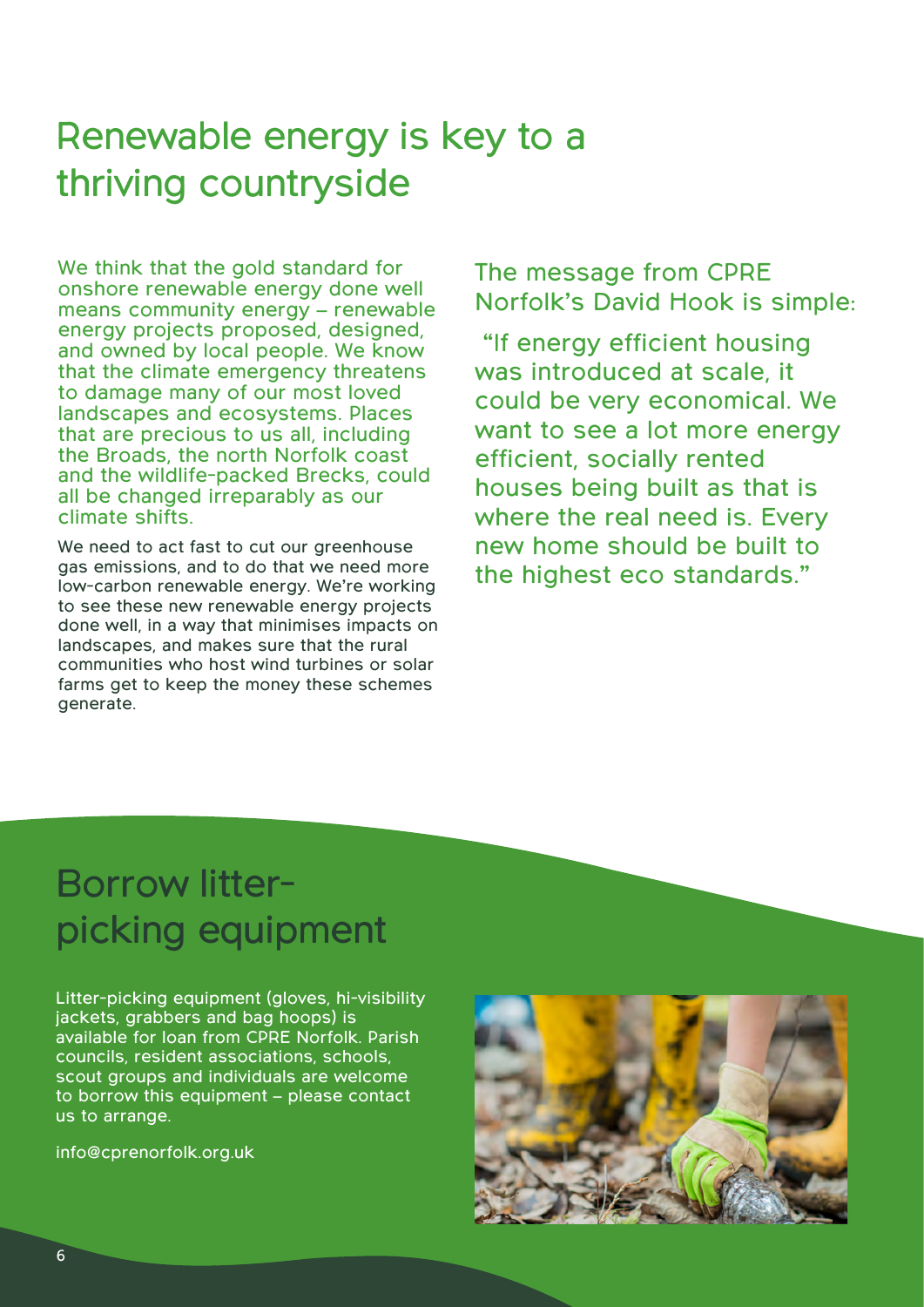# Renewable energy is key to a thriving countryside

We think that the gold standard for onshore renewable energy done well means community energy – renewable energy projects proposed, designed, and owned by local people. We know that the climate emergency threatens to damage many of our most loved landscapes and ecosystems. Places that are precious to us all, including the Broads, the north Norfolk coast and the wildlife-packed Brecks, could all be changed irreparably as our climate shifts.

We need to act fast to cut our greenhouse gas emissions, and to do that we need more low-carbon renewable energy. We're working to see these new renewable energy projects done well, in a way that minimises impacts on landscapes, and makes sure that the rural communities who host wind turbines or solar farms get to keep the money these schemes generate.

The message from CPRE Norfolk's David Hook is simple:

"If energy efficient housing was introduced at scale, it could be very economical. We want to see a lot more energy efficient, socially rented houses being built as that is where the real need is. Every new home should be built to the highest eco standards."

# Borrow litter-picking equipment

Litter-picking equipment (gloves, hi-visibility jackets, grabbers and bag hoops) is available for loan from CPRE Norfolk. Parish councils, resident associations, schools, scout groups and individuals are welcome to borrow this equipment – please contact us to arrange.

info@cprenorfolk.org.uk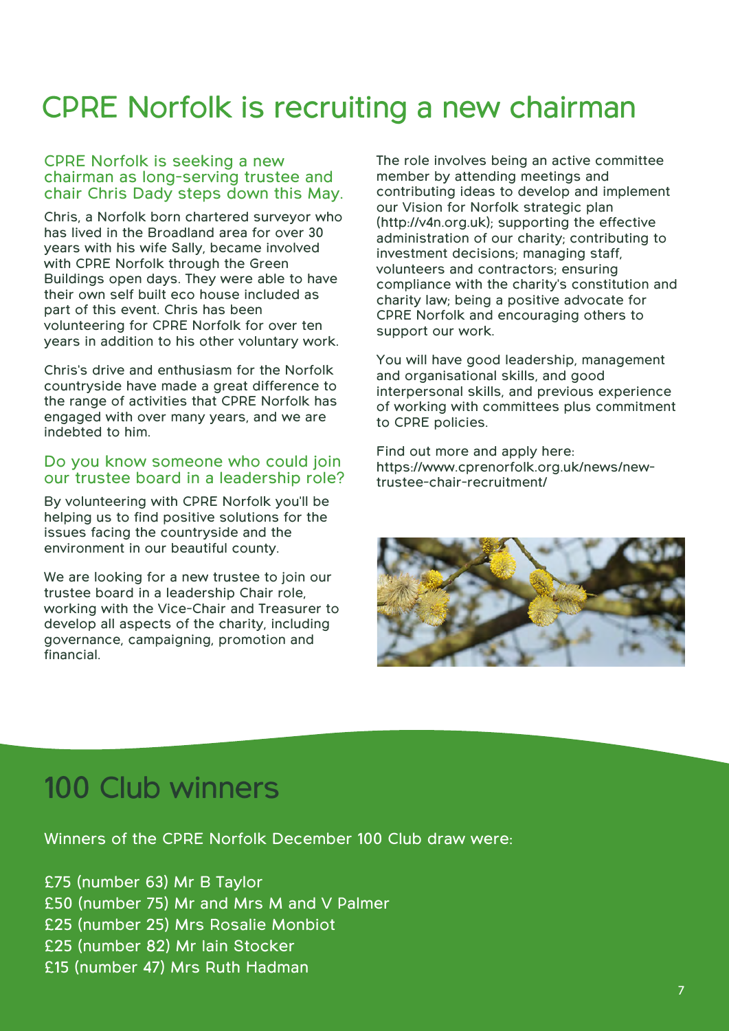# CPRE Norfolk is recruiting a new chairman

## CPRE Norfolk is seeking a new chairman as long-serving trustee and chair Chris Dady steps down this May.

Chris, a Norfolk born chartered surveyor who has lived in the Broadland area for over 30 years with his wife Sally, became involved with CPRE Norfolk through the Green Buildings open days. They were able to have their own self built eco house included as part of this event. Chris has been volunteering for CPRE Norfolk for over ten years in addition to his other voluntary work.

Chris's drive and enthusiasm for the Norfolk countryside have made a great difference to the range of activities that CPRE Norfolk has engaged with over many years, and we are indebted to him.

## Do you know someone who could join our trustee board in a leadership role?

By volunteering with CPRE Norfolk you'll be helping us to find positive solutions for the issues facing the countryside and the environment in our beautiful county.

We are looking for a new trustee to join our trustee board in a leadership Chair role, working with the Vice-Chair and Treasurer to develop all aspects of the charity, including governance, campaigning, promotion and financial.

The role involves being an active committee member by attending meetings and contributing ideas to develop and implement our Vision for Norfolk strategic plan (http://v4n.org.uk); supporting the effective administration of our charity; contributing to investment decisions; managing staff, volunteers and contractors; ensuring compliance with the charity's constitution and charity law; being a positive advocate for CPRE Norfolk and encouraging others to support our work.

You will have good leadership, management and organisational skills, and good interpersonal skills, and previous experience of working with committees plus commitment to CPRE policies.

Find out more and apply here: https://www.cprenorfolk.org.uk/news/new-trustee-chair-recruitment/

# 100 Club winners

Winners of the CPRE Norfolk December 100 Club draw were:

£75 (number 63) Mr B Taylor
£50 (number 75) Mr and Mrs M and V Palmer
£25 (number 25) Mrs Rosalie Monbiot
£25 (number 82) Mr Iain Stocker
£15 (number 47) Mrs Ruth Hadman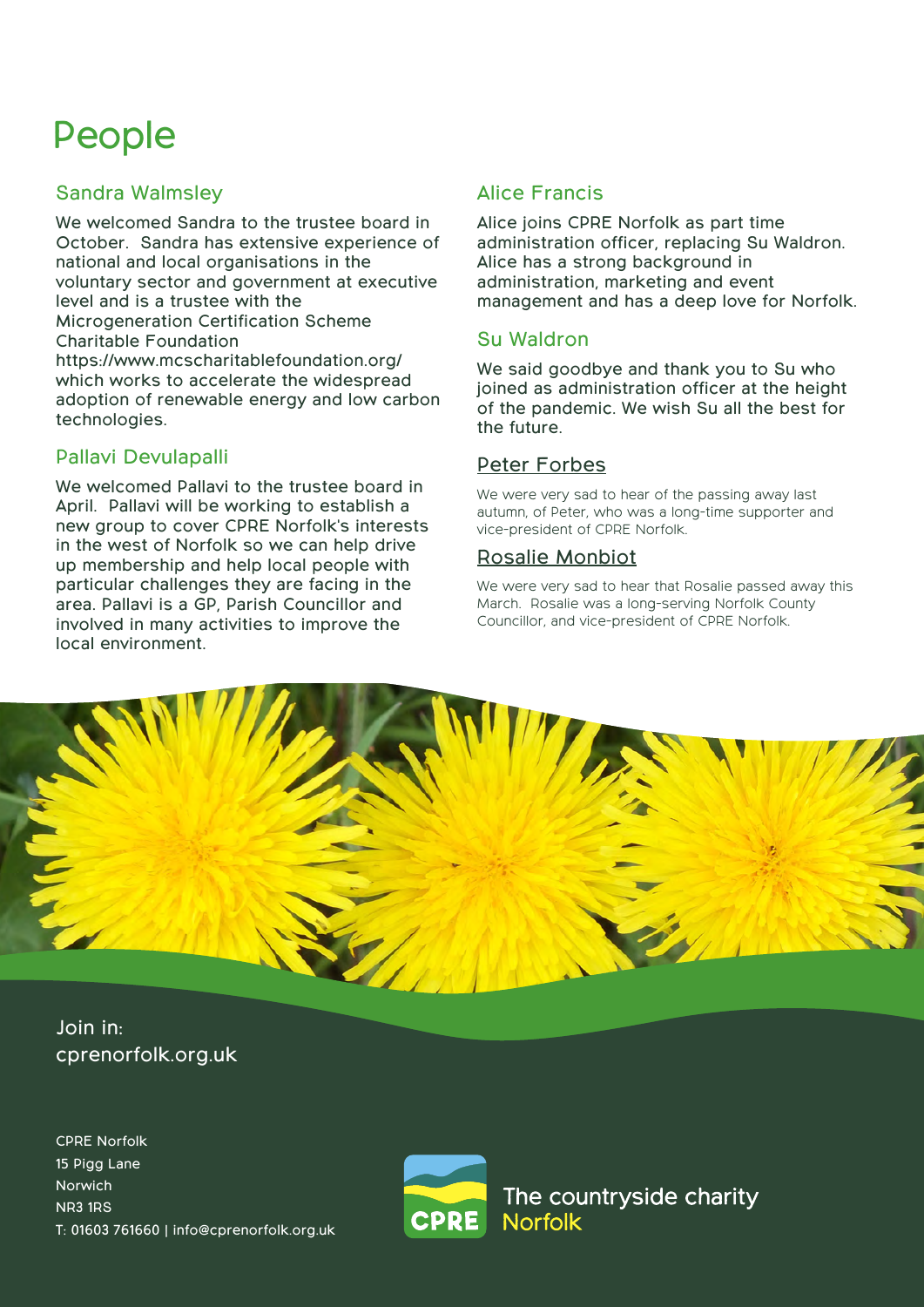# People

## Sandra Walmsley

We welcomed Sandra to the trustee board in October. Sandra has extensive experience of national and local organisations in the voluntary sector and government at executive level and is a trustee with the Microgeneration Certification Scheme Charitable Foundation https://www.mcscharitablefoundation.org/ which works to accelerate the widespread adoption of renewable energy and low carbon technologies.

## Pallavi Devulapalli

We welcomed Pallavi to the trustee board in April. Pallavi will be working to establish a new group to cover CPRE Norfolk's interests in the west of Norfolk so we can help drive up membership and help local people with particular challenges they are facing in the area. Pallavi is a GP, Parish Councillor and involved in many activities to improve the local environment.

## Alice Francis

Alice joins CPRE Norfolk as part time administration officer, replacing Su Waldron. Alice has a strong background in administration, marketing and event management and has a deep love for Norfolk.

## Su Waldron

We said goodbye and thank you to Su who joined as administration officer at the height of the pandemic. We wish Su all the best for the future.

## Peter Forbes

We were very sad to hear of the passing away last autumn, of Peter, who was a long-time supporter and vice-president of CPRE Norfolk.

## Rosalie Monbiot

We were very sad to hear that Rosalie passed away this March. Rosalie was a long-serving Norfolk County Councillor, and vice-president of CPRE Norfolk.

Join in:
cprenorfolk.org.uk

CPRE Norfolk
15 Pigg Lane
Norwich
NR3 1RS
T: 01603 761660 | info@cprenorfolk.org.uk

CPRE The countryside charity Norfolk